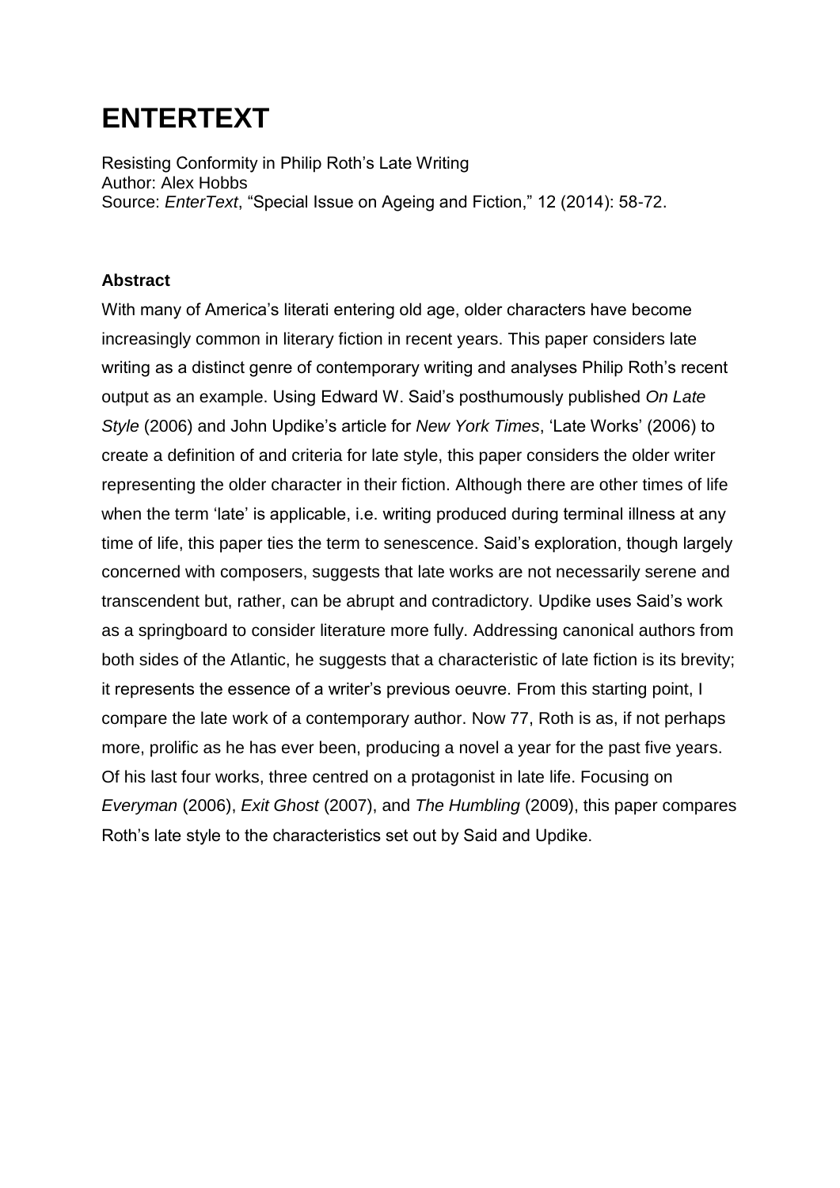# ENTERTEXT

Resisting Conformity in Philip Roth's Late Writing
Author: Alex Hobbs
Source: *EnterText*, "Special Issue on Ageing and Fiction," 12 (2014): 58-72.

**Abstract**

With many of America's literati entering old age, older characters have become increasingly common in literary fiction in recent years. This paper considers late writing as a distinct genre of contemporary writing and analyses Philip Roth's recent output as an example. Using Edward W. Said's posthumously published *On Late Style* (2006) and John Updike's article for *New York Times*, 'Late Works' (2006) to create a definition of and criteria for late style, this paper considers the older writer representing the older character in their fiction. Although there are other times of life when the term 'late' is applicable, i.e. writing produced during terminal illness at any time of life, this paper ties the term to senescence. Said's exploration, though largely concerned with composers, suggests that late works are not necessarily serene and transcendent but, rather, can be abrupt and contradictory. Updike uses Said's work as a springboard to consider literature more fully. Addressing canonical authors from both sides of the Atlantic, he suggests that a characteristic of late fiction is its brevity; it represents the essence of a writer's previous oeuvre. From this starting point, I compare the late work of a contemporary author. Now 77, Roth is as, if not perhaps more, prolific as he has ever been, producing a novel a year for the past five years. Of his last four works, three centred on a protagonist in late life. Focusing on *Everyman* (2006), *Exit Ghost* (2007), and *The Humbling* (2009), this paper compares Roth's late style to the characteristics set out by Said and Updike.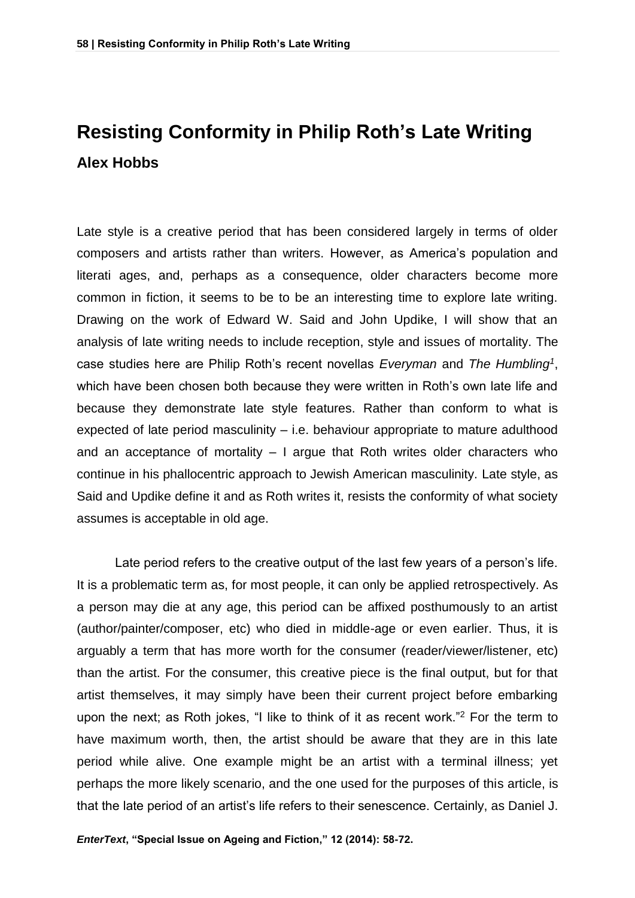# Resisting Conformity in Philip Roth's Late Writing

## Alex Hobbs

Late style is a creative period that has been considered largely in terms of older composers and artists rather than writers. However, as America's population and literati ages, and, perhaps as a consequence, older characters become more common in fiction, it seems to be to be an interesting time to explore late writing. Drawing on the work of Edward W. Said and John Updike, I will show that an analysis of late writing needs to include reception, style and issues of mortality. The case studies here are Philip Roth's recent novellas *Everyman* and *The Humbling*[1], which have been chosen both because they were written in Roth's own late life and because they demonstrate late style features. Rather than conform to what is expected of late period masculinity – i.e. behaviour appropriate to mature adulthood and an acceptance of mortality – I argue that Roth writes older characters who continue in his phallocentric approach to Jewish American masculinity. Late style, as Said and Updike define it and as Roth writes it, resists the conformity of what society assumes is acceptable in old age.

Late period refers to the creative output of the last few years of a person's life. It is a problematic term as, for most people, it can only be applied retrospectively. As a person may die at any age, this period can be affixed posthumously to an artist (author/painter/composer, etc) who died in middle-age or even earlier. Thus, it is arguably a term that has more worth for the consumer (reader/viewer/listener, etc) than the artist. For the consumer, this creative piece is the final output, but for that artist themselves, it may simply have been their current project before embarking upon the next; as Roth jokes, "I like to think of it as recent work."[2] For the term to have maximum worth, then, the artist should be aware that they are in this late period while alive. One example might be an artist with a terminal illness; yet perhaps the more likely scenario, and the one used for the purposes of this article, is that the late period of an artist's life refers to their senescence. Certainly, as Daniel J.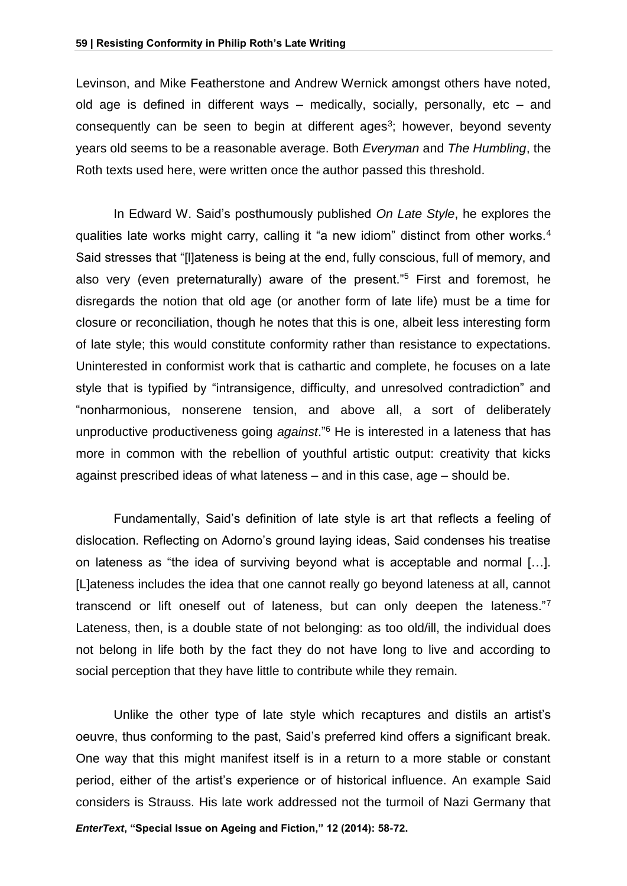Levinson, and Mike Featherstone and Andrew Wernick amongst others have noted, old age is defined in different ways – medically, socially, personally, etc – and consequently can be seen to begin at different ages[3]; however, beyond seventy years old seems to be a reasonable average. Both *Everyman* and *The Humbling*, the Roth texts used here, were written once the author passed this threshold.

In Edward W. Said's posthumously published *On Late Style*, he explores the qualities late works might carry, calling it "a new idiom" distinct from other works.[4] Said stresses that "[l]ateness is being at the end, fully conscious, full of memory, and also very (even preternaturally) aware of the present."[5] First and foremost, he disregards the notion that old age (or another form of late life) must be a time for closure or reconciliation, though he notes that this is one, albeit less interesting form of late style; this would constitute conformity rather than resistance to expectations. Uninterested in conformist work that is cathartic and complete, he focuses on a late style that is typified by "intransigence, difficulty, and unresolved contradiction" and "nonharmonious, nonserene tension, and above all, a sort of deliberately unproductive productiveness going *against*."[6] He is interested in a lateness that has more in common with the rebellion of youthful artistic output: creativity that kicks against prescribed ideas of what lateness – and in this case, age – should be.

Fundamentally, Said's definition of late style is art that reflects a feeling of dislocation. Reflecting on Adorno's ground laying ideas, Said condenses his treatise on lateness as "the idea of surviving beyond what is acceptable and normal […]. [L]ateness includes the idea that one cannot really go beyond lateness at all, cannot transcend or lift oneself out of lateness, but can only deepen the lateness."[7] Lateness, then, is a double state of not belonging: as too old/ill, the individual does not belong in life both by the fact they do not have long to live and according to social perception that they have little to contribute while they remain.

Unlike the other type of late style which recaptures and distils an artist's oeuvre, thus conforming to the past, Said's preferred kind offers a significant break. One way that this might manifest itself is in a return to a more stable or constant period, either of the artist's experience or of historical influence. An example Said considers is Strauss. His late work addressed not the turmoil of Nazi Germany that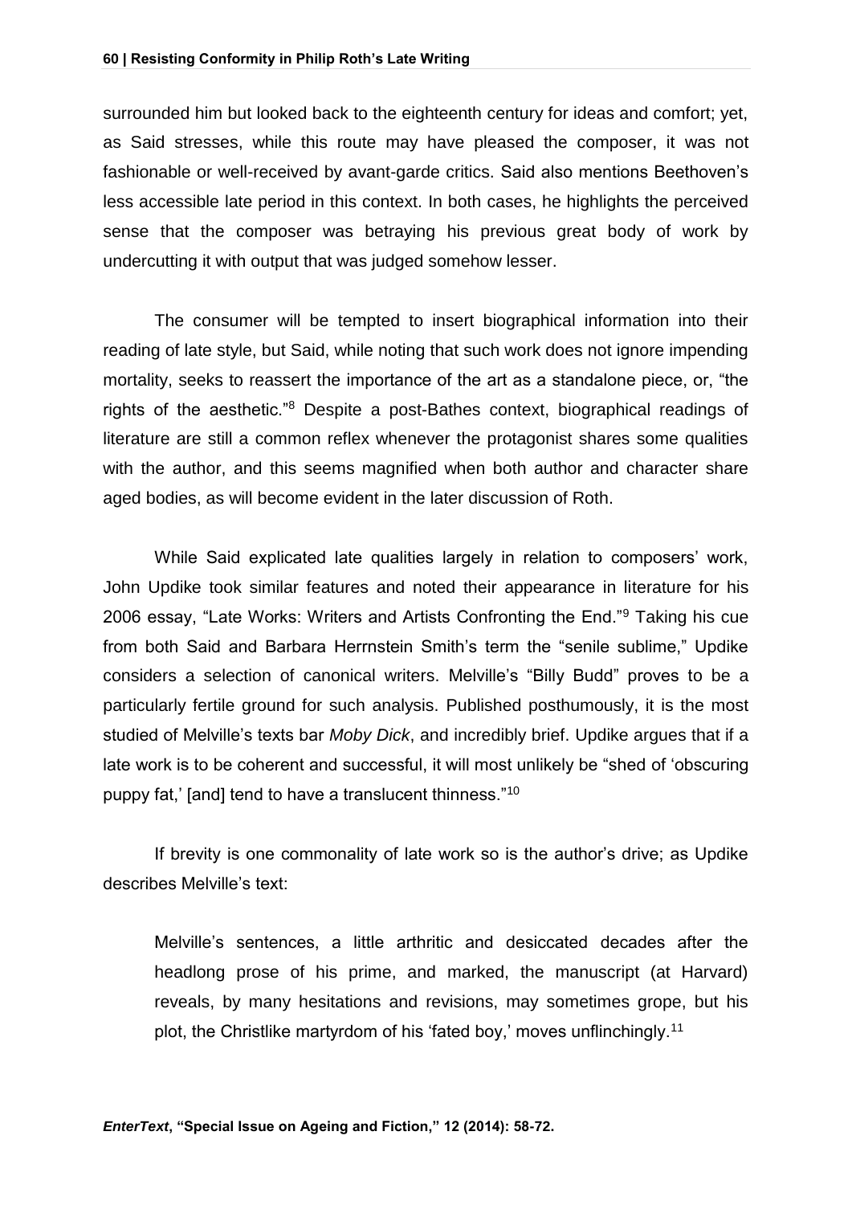surrounded him but looked back to the eighteenth century for ideas and comfort; yet, as Said stresses, while this route may have pleased the composer, it was not fashionable or well-received by avant-garde critics. Said also mentions Beethoven's less accessible late period in this context. In both cases, he highlights the perceived sense that the composer was betraying his previous great body of work by undercutting it with output that was judged somehow lesser.

The consumer will be tempted to insert biographical information into their reading of late style, but Said, while noting that such work does not ignore impending mortality, seeks to reassert the importance of the art as a standalone piece, or, "the rights of the aesthetic."[8] Despite a post-Bathes context, biographical readings of literature are still a common reflex whenever the protagonist shares some qualities with the author, and this seems magnified when both author and character share aged bodies, as will become evident in the later discussion of Roth.

While Said explicated late qualities largely in relation to composers' work, John Updike took similar features and noted their appearance in literature for his 2006 essay, "Late Works: Writers and Artists Confronting the End."[9] Taking his cue from both Said and Barbara Herrnstein Smith's term the "senile sublime," Updike considers a selection of canonical writers. Melville's "Billy Budd" proves to be a particularly fertile ground for such analysis. Published posthumously, it is the most studied of Melville's texts bar *Moby Dick*, and incredibly brief. Updike argues that if a late work is to be coherent and successful, it will most unlikely be "shed of 'obscuring puppy fat,' [and] tend to have a translucent thinness."[10]

If brevity is one commonality of late work so is the author's drive; as Updike describes Melville's text:

> Melville's sentences, a little arthritic and desiccated decades after the headlong prose of his prime, and marked, the manuscript (at Harvard) reveals, by many hesitations and revisions, may sometimes grope, but his plot, the Christlike martyrdom of his 'fated boy,' moves unflinchingly.[11]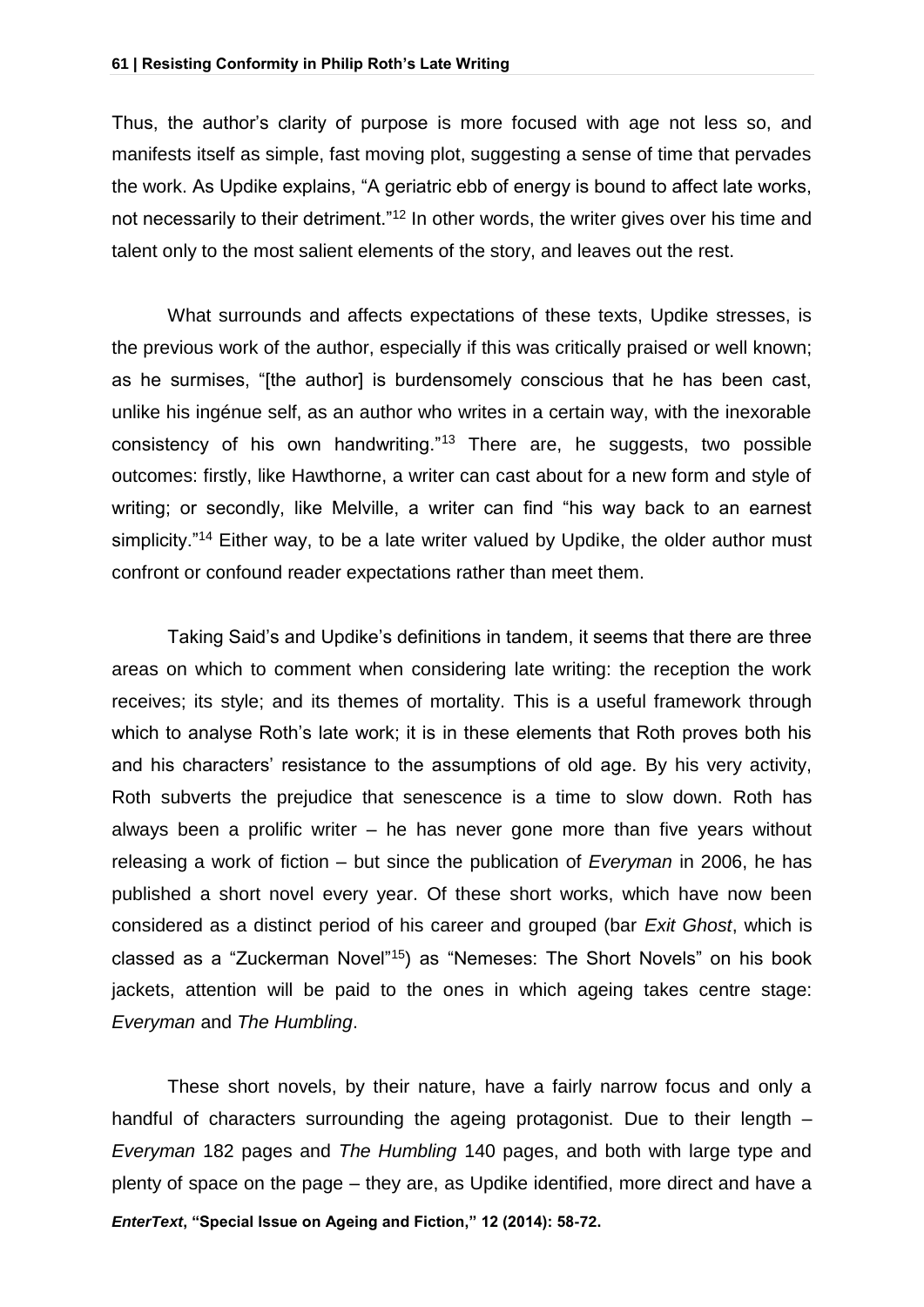Thus, the author's clarity of purpose is more focused with age not less so, and manifests itself as simple, fast moving plot, suggesting a sense of time that pervades the work. As Updike explains, "A geriatric ebb of energy is bound to affect late works, not necessarily to their detriment."[12] In other words, the writer gives over his time and talent only to the most salient elements of the story, and leaves out the rest.

What surrounds and affects expectations of these texts, Updike stresses, is the previous work of the author, especially if this was critically praised or well known; as he surmises, "[the author] is burdensomely conscious that he has been cast, unlike his ingénue self, as an author who writes in a certain way, with the inexorable consistency of his own handwriting."[13] There are, he suggests, two possible outcomes: firstly, like Hawthorne, a writer can cast about for a new form and style of writing; or secondly, like Melville, a writer can find "his way back to an earnest simplicity."[14] Either way, to be a late writer valued by Updike, the older author must confront or confound reader expectations rather than meet them.

Taking Said's and Updike's definitions in tandem, it seems that there are three areas on which to comment when considering late writing: the reception the work receives; its style; and its themes of mortality. This is a useful framework through which to analyse Roth's late work; it is in these elements that Roth proves both his and his characters' resistance to the assumptions of old age. By his very activity, Roth subverts the prejudice that senescence is a time to slow down. Roth has always been a prolific writer – he has never gone more than five years without releasing a work of fiction – but since the publication of *Everyman* in 2006, he has published a short novel every year. Of these short works, which have now been considered as a distinct period of his career and grouped (bar *Exit Ghost*, which is classed as a "Zuckerman Novel"[15]) as "Nemeses: The Short Novels" on his book jackets, attention will be paid to the ones in which ageing takes centre stage: *Everyman* and *The Humbling*.

These short novels, by their nature, have a fairly narrow focus and only a handful of characters surrounding the ageing protagonist. Due to their length – *Everyman* 182 pages and *The Humbling* 140 pages, and both with large type and plenty of space on the page – they are, as Updike identified, more direct and have a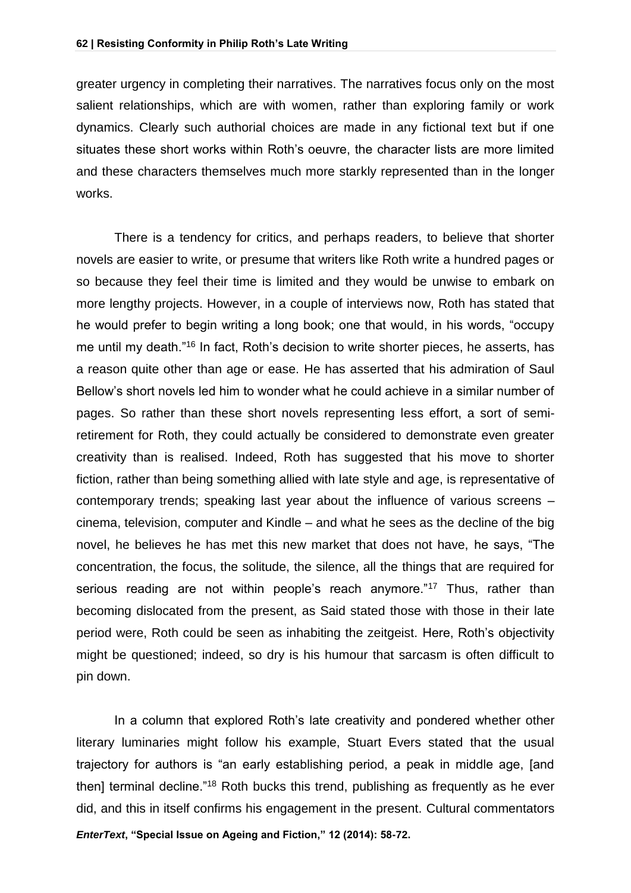greater urgency in completing their narratives. The narratives focus only on the most salient relationships, which are with women, rather than exploring family or work dynamics. Clearly such authorial choices are made in any fictional text but if one situates these short works within Roth's oeuvre, the character lists are more limited and these characters themselves much more starkly represented than in the longer works.

There is a tendency for critics, and perhaps readers, to believe that shorter novels are easier to write, or presume that writers like Roth write a hundred pages or so because they feel their time is limited and they would be unwise to embark on more lengthy projects. However, in a couple of interviews now, Roth has stated that he would prefer to begin writing a long book; one that would, in his words, "occupy me until my death."[16] In fact, Roth's decision to write shorter pieces, he asserts, has a reason quite other than age or ease. He has asserted that his admiration of Saul Bellow's short novels led him to wonder what he could achieve in a similar number of pages. So rather than these short novels representing less effort, a sort of semi-retirement for Roth, they could actually be considered to demonstrate even greater creativity than is realised. Indeed, Roth has suggested that his move to shorter fiction, rather than being something allied with late style and age, is representative of contemporary trends; speaking last year about the influence of various screens – cinema, television, computer and Kindle – and what he sees as the decline of the big novel, he believes he has met this new market that does not have, he says, "The concentration, the focus, the solitude, the silence, all the things that are required for serious reading are not within people's reach anymore."[17] Thus, rather than becoming dislocated from the present, as Said stated those with those in their late period were, Roth could be seen as inhabiting the zeitgeist. Here, Roth's objectivity might be questioned; indeed, so dry is his humour that sarcasm is often difficult to pin down.

In a column that explored Roth's late creativity and pondered whether other literary luminaries might follow his example, Stuart Evers stated that the usual trajectory for authors is "an early establishing period, a peak in middle age, [and then] terminal decline."[18] Roth bucks this trend, publishing as frequently as he ever did, and this in itself confirms his engagement in the present. Cultural commentators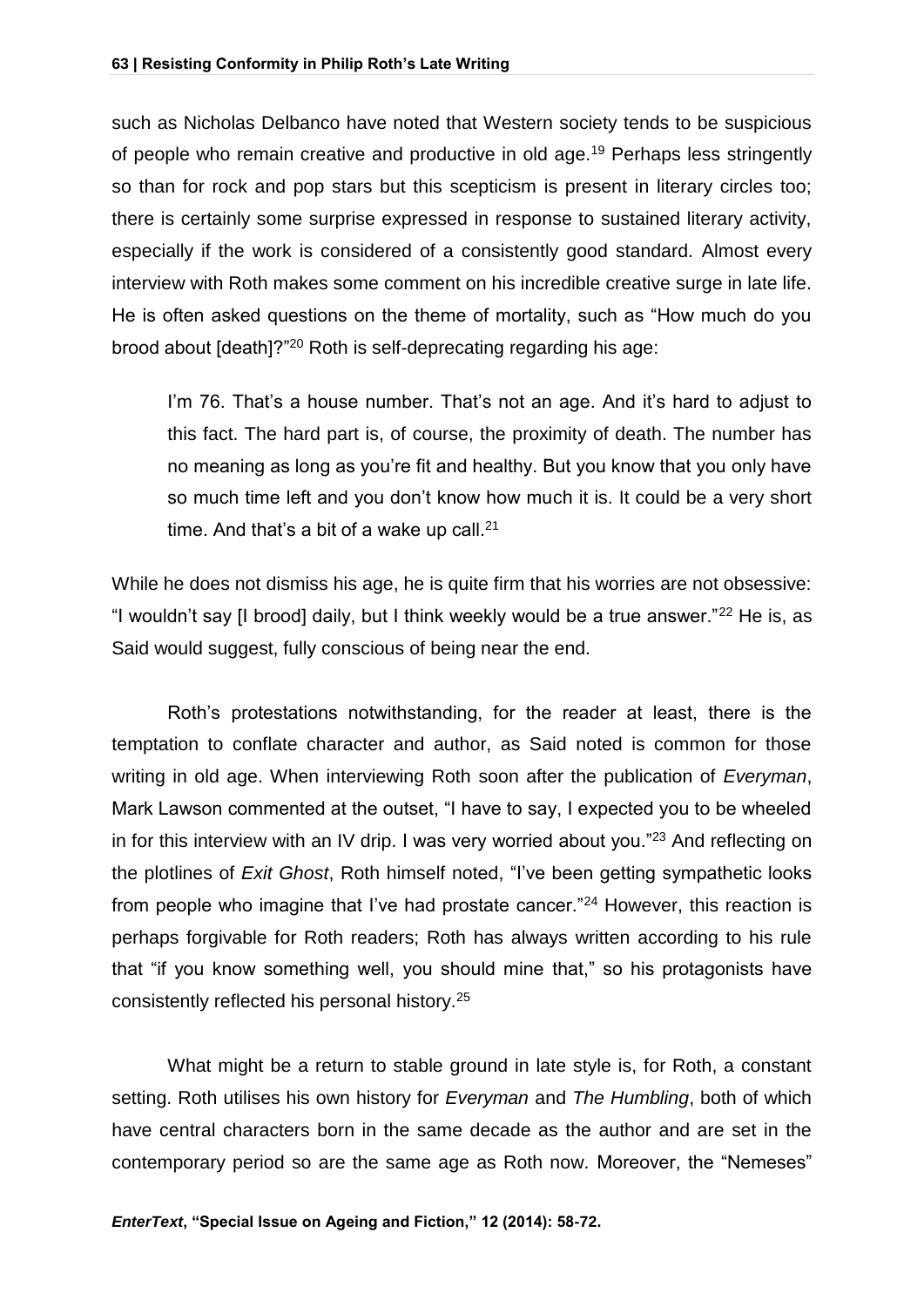such as Nicholas Delbanco have noted that Western society tends to be suspicious of people who remain creative and productive in old age.[19] Perhaps less stringently so than for rock and pop stars but this scepticism is present in literary circles too; there is certainly some surprise expressed in response to sustained literary activity, especially if the work is considered of a consistently good standard. Almost every interview with Roth makes some comment on his incredible creative surge in late life. He is often asked questions on the theme of mortality, such as "How much do you brood about [death]?"[20] Roth is self-deprecating regarding his age:

> I'm 76. That's a house number. That's not an age. And it's hard to adjust to this fact. The hard part is, of course, the proximity of death. The number has no meaning as long as you're fit and healthy. But you know that you only have so much time left and you don't know how much it is. It could be a very short time. And that's a bit of a wake up call.[21]

While he does not dismiss his age, he is quite firm that his worries are not obsessive: "I wouldn't say [I brood] daily, but I think weekly would be a true answer."[22] He is, as Said would suggest, fully conscious of being near the end.

Roth's protestations notwithstanding, for the reader at least, there is the temptation to conflate character and author, as Said noted is common for those writing in old age. When interviewing Roth soon after the publication of *Everyman*, Mark Lawson commented at the outset, "I have to say, I expected you to be wheeled in for this interview with an IV drip. I was very worried about you."[23] And reflecting on the plotlines of *Exit Ghost*, Roth himself noted, "I've been getting sympathetic looks from people who imagine that I've had prostate cancer."[24] However, this reaction is perhaps forgivable for Roth readers; Roth has always written according to his rule that "if you know something well, you should mine that," so his protagonists have consistently reflected his personal history.[25]

What might be a return to stable ground in late style is, for Roth, a constant setting. Roth utilises his own history for *Everyman* and *The Humbling*, both of which have central characters born in the same decade as the author and are set in the contemporary period so are the same age as Roth now. Moreover, the "Nemeses"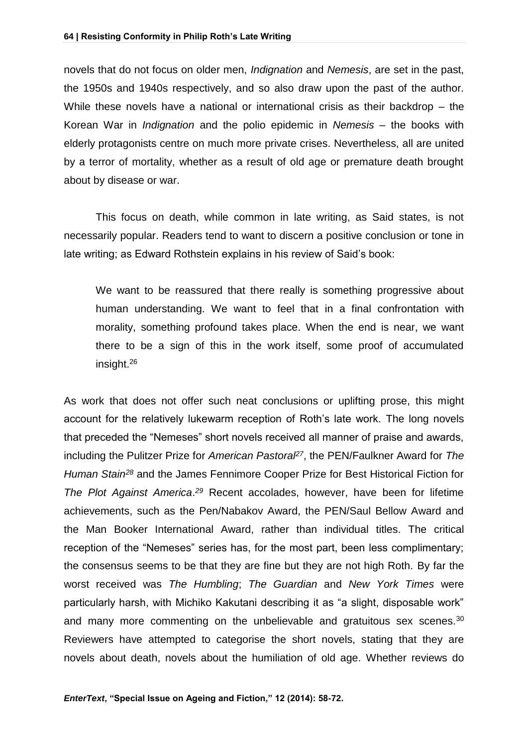novels that do not focus on older men, *Indignation* and *Nemesis*, are set in the past, the 1950s and 1940s respectively, and so also draw upon the past of the author. While these novels have a national or international crisis as their backdrop – the Korean War in *Indignation* and the polio epidemic in *Nemesis* – the books with elderly protagonists centre on much more private crises. Nevertheless, all are united by a terror of mortality, whether as a result of old age or premature death brought about by disease or war.

This focus on death, while common in late writing, as Said states, is not necessarily popular. Readers tend to want to discern a positive conclusion or tone in late writing; as Edward Rothstein explains in his review of Said's book:

> We want to be reassured that there really is something progressive about human understanding. We want to feel that in a final confrontation with morality, something profound takes place. When the end is near, we want there to be a sign of this in the work itself, some proof of accumulated insight.[26]

As work that does not offer such neat conclusions or uplifting prose, this might account for the relatively lukewarm reception of Roth's late work. The long novels that preceded the "Nemeses" short novels received all manner of praise and awards, including the Pulitzer Prize for *American Pastoral*[27], the PEN/Faulkner Award for *The Human Stain*[28] and the James Fennimore Cooper Prize for Best Historical Fiction for *The Plot Against America*.[29] Recent accolades, however, have been for lifetime achievements, such as the Pen/Nabakov Award, the PEN/Saul Bellow Award and the Man Booker International Award, rather than individual titles. The critical reception of the "Nemeses" series has, for the most part, been less complimentary; the consensus seems to be that they are fine but they are not high Roth. By far the worst received was *The Humbling*; *The Guardian* and *New York Times* were particularly harsh, with Michiko Kakutani describing it as "a slight, disposable work" and many more commenting on the unbelievable and gratuitous sex scenes.[30] Reviewers have attempted to categorise the short novels, stating that they are novels about death, novels about the humiliation of old age. Whether reviews do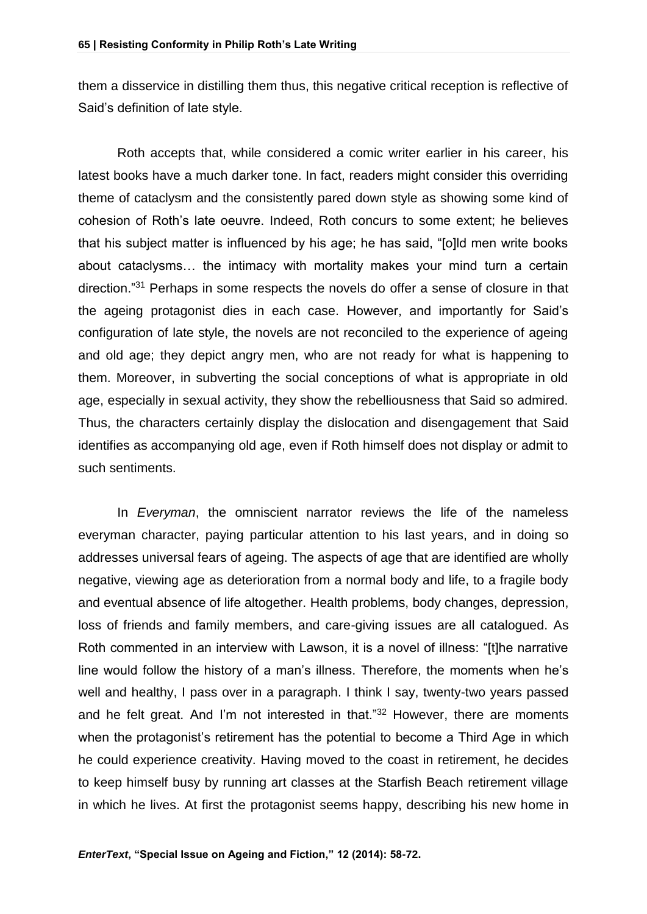them a disservice in distilling them thus, this negative critical reception is reflective of Said's definition of late style.

Roth accepts that, while considered a comic writer earlier in his career, his latest books have a much darker tone. In fact, readers might consider this overriding theme of cataclysm and the consistently pared down style as showing some kind of cohesion of Roth's late oeuvre. Indeed, Roth concurs to some extent; he believes that his subject matter is influenced by his age; he has said, "[o]ld men write books about cataclysms… the intimacy with mortality makes your mind turn a certain direction."[31] Perhaps in some respects the novels do offer a sense of closure in that the ageing protagonist dies in each case. However, and importantly for Said's configuration of late style, the novels are not reconciled to the experience of ageing and old age; they depict angry men, who are not ready for what is happening to them. Moreover, in subverting the social conceptions of what is appropriate in old age, especially in sexual activity, they show the rebelliousness that Said so admired. Thus, the characters certainly display the dislocation and disengagement that Said identifies as accompanying old age, even if Roth himself does not display or admit to such sentiments.

In *Everyman*, the omniscient narrator reviews the life of the nameless everyman character, paying particular attention to his last years, and in doing so addresses universal fears of ageing. The aspects of age that are identified are wholly negative, viewing age as deterioration from a normal body and life, to a fragile body and eventual absence of life altogether. Health problems, body changes, depression, loss of friends and family members, and care-giving issues are all catalogued. As Roth commented in an interview with Lawson, it is a novel of illness: "[t]he narrative line would follow the history of a man's illness. Therefore, the moments when he's well and healthy, I pass over in a paragraph. I think I say, twenty-two years passed and he felt great. And I'm not interested in that."[32] However, there are moments when the protagonist's retirement has the potential to become a Third Age in which he could experience creativity. Having moved to the coast in retirement, he decides to keep himself busy by running art classes at the Starfish Beach retirement village in which he lives. At first the protagonist seems happy, describing his new home in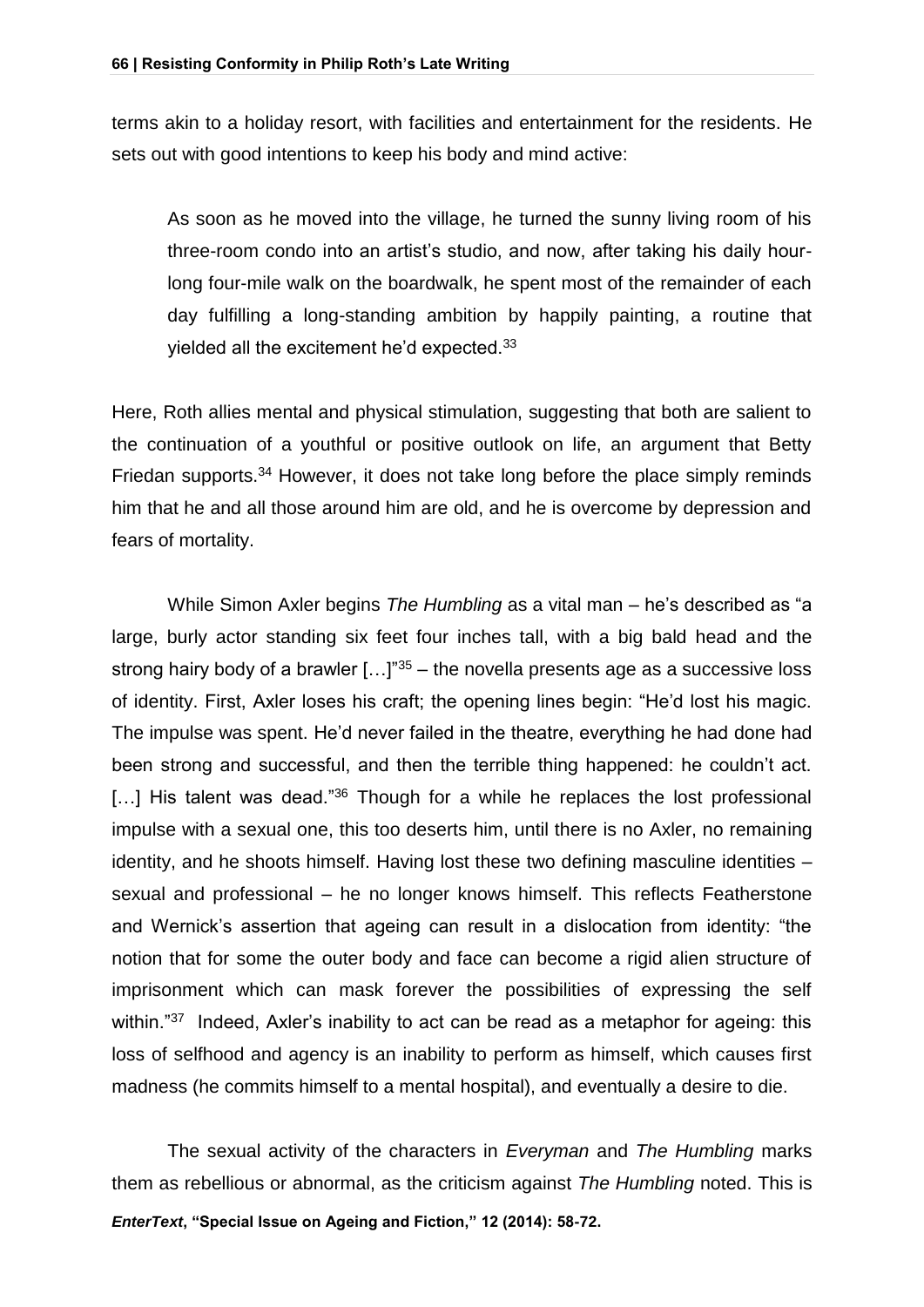terms akin to a holiday resort, with facilities and entertainment for the residents. He sets out with good intentions to keep his body and mind active:

> As soon as he moved into the village, he turned the sunny living room of his three-room condo into an artist's studio, and now, after taking his daily hour-long four-mile walk on the boardwalk, he spent most of the remainder of each day fulfilling a long-standing ambition by happily painting, a routine that yielded all the excitement he'd expected.[33]

Here, Roth allies mental and physical stimulation, suggesting that both are salient to the continuation of a youthful or positive outlook on life, an argument that Betty Friedan supports.[34] However, it does not take long before the place simply reminds him that he and all those around him are old, and he is overcome by depression and fears of mortality.

While Simon Axler begins *The Humbling* as a vital man – he's described as "a large, burly actor standing six feet four inches tall, with a big bald head and the strong hairy body of a brawler […]"[35] – the novella presents age as a successive loss of identity. First, Axler loses his craft; the opening lines begin: "He'd lost his magic. The impulse was spent. He'd never failed in the theatre, everything he had done had been strong and successful, and then the terrible thing happened: he couldn't act. […] His talent was dead."[36] Though for a while he replaces the lost professional impulse with a sexual one, this too deserts him, until there is no Axler, no remaining identity, and he shoots himself. Having lost these two defining masculine identities – sexual and professional – he no longer knows himself. This reflects Featherstone and Wernick's assertion that ageing can result in a dislocation from identity: "the notion that for some the outer body and face can become a rigid alien structure of imprisonment which can mask forever the possibilities of expressing the self within."[37] Indeed, Axler's inability to act can be read as a metaphor for ageing: this loss of selfhood and agency is an inability to perform as himself, which causes first madness (he commits himself to a mental hospital), and eventually a desire to die.

The sexual activity of the characters in *Everyman* and *The Humbling* marks them as rebellious or abnormal, as the criticism against *The Humbling* noted. This is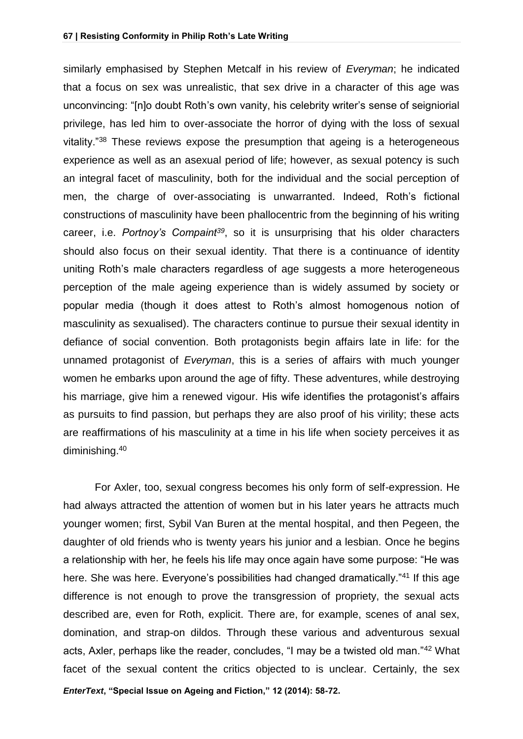similarly emphasised by Stephen Metcalf in his review of *Everyman*; he indicated that a focus on sex was unrealistic, that sex drive in a character of this age was unconvincing: "[n]o doubt Roth's own vanity, his celebrity writer's sense of seigniorial privilege, has led him to over-associate the horror of dying with the loss of sexual vitality."[38] These reviews expose the presumption that ageing is a heterogeneous experience as well as an asexual period of life; however, as sexual potency is such an integral facet of masculinity, both for the individual and the social perception of men, the charge of over-associating is unwarranted. Indeed, Roth's fictional constructions of masculinity have been phallocentric from the beginning of his writing career, i.e. *Portnoy's Compaint*[39], so it is unsurprising that his older characters should also focus on their sexual identity. That there is a continuance of identity uniting Roth's male characters regardless of age suggests a more heterogeneous perception of the male ageing experience than is widely assumed by society or popular media (though it does attest to Roth's almost homogenous notion of masculinity as sexualised). The characters continue to pursue their sexual identity in defiance of social convention. Both protagonists begin affairs late in life: for the unnamed protagonist of *Everyman*, this is a series of affairs with much younger women he embarks upon around the age of fifty. These adventures, while destroying his marriage, give him a renewed vigour. His wife identifies the protagonist's affairs as pursuits to find passion, but perhaps they are also proof of his virility; these acts are reaffirmations of his masculinity at a time in his life when society perceives it as diminishing.[40]

For Axler, too, sexual congress becomes his only form of self-expression. He had always attracted the attention of women but in his later years he attracts much younger women; first, Sybil Van Buren at the mental hospital, and then Pegeen, the daughter of old friends who is twenty years his junior and a lesbian. Once he begins a relationship with her, he feels his life may once again have some purpose: "He was here. She was here. Everyone's possibilities had changed dramatically."[41] If this age difference is not enough to prove the transgression of propriety, the sexual acts described are, even for Roth, explicit. There are, for example, scenes of anal sex, domination, and strap-on dildos. Through these various and adventurous sexual acts, Axler, perhaps like the reader, concludes, "I may be a twisted old man."[42] What facet of the sexual content the critics objected to is unclear. Certainly, the sex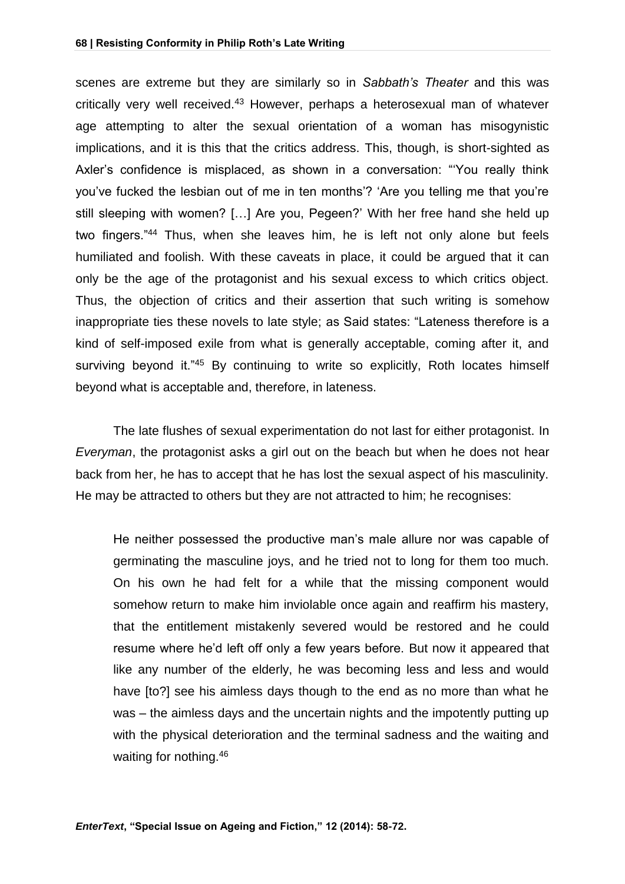scenes are extreme but they are similarly so in *Sabbath's Theater* and this was critically very well received.[43] However, perhaps a heterosexual man of whatever age attempting to alter the sexual orientation of a woman has misogynistic implications, and it is this that the critics address. This, though, is short-sighted as Axler's confidence is misplaced, as shown in a conversation: "'You really think you've fucked the lesbian out of me in ten months'? 'Are you telling me that you're still sleeping with women? […] Are you, Pegeen?' With her free hand she held up two fingers."[44] Thus, when she leaves him, he is left not only alone but feels humiliated and foolish. With these caveats in place, it could be argued that it can only be the age of the protagonist and his sexual excess to which critics object. Thus, the objection of critics and their assertion that such writing is somehow inappropriate ties these novels to late style; as Said states: "Lateness therefore is a kind of self-imposed exile from what is generally acceptable, coming after it, and surviving beyond it."[45] By continuing to write so explicitly, Roth locates himself beyond what is acceptable and, therefore, in lateness.

The late flushes of sexual experimentation do not last for either protagonist. In *Everyman*, the protagonist asks a girl out on the beach but when he does not hear back from her, he has to accept that he has lost the sexual aspect of his masculinity. He may be attracted to others but they are not attracted to him; he recognises:

> He neither possessed the productive man's male allure nor was capable of germinating the masculine joys, and he tried not to long for them too much. On his own he had felt for a while that the missing component would somehow return to make him inviolable once again and reaffirm his mastery, that the entitlement mistakenly severed would be restored and he could resume where he'd left off only a few years before. But now it appeared that like any number of the elderly, he was becoming less and less and would have [to?] see his aimless days though to the end as no more than what he was – the aimless days and the uncertain nights and the impotently putting up with the physical deterioration and the terminal sadness and the waiting and waiting for nothing.[46]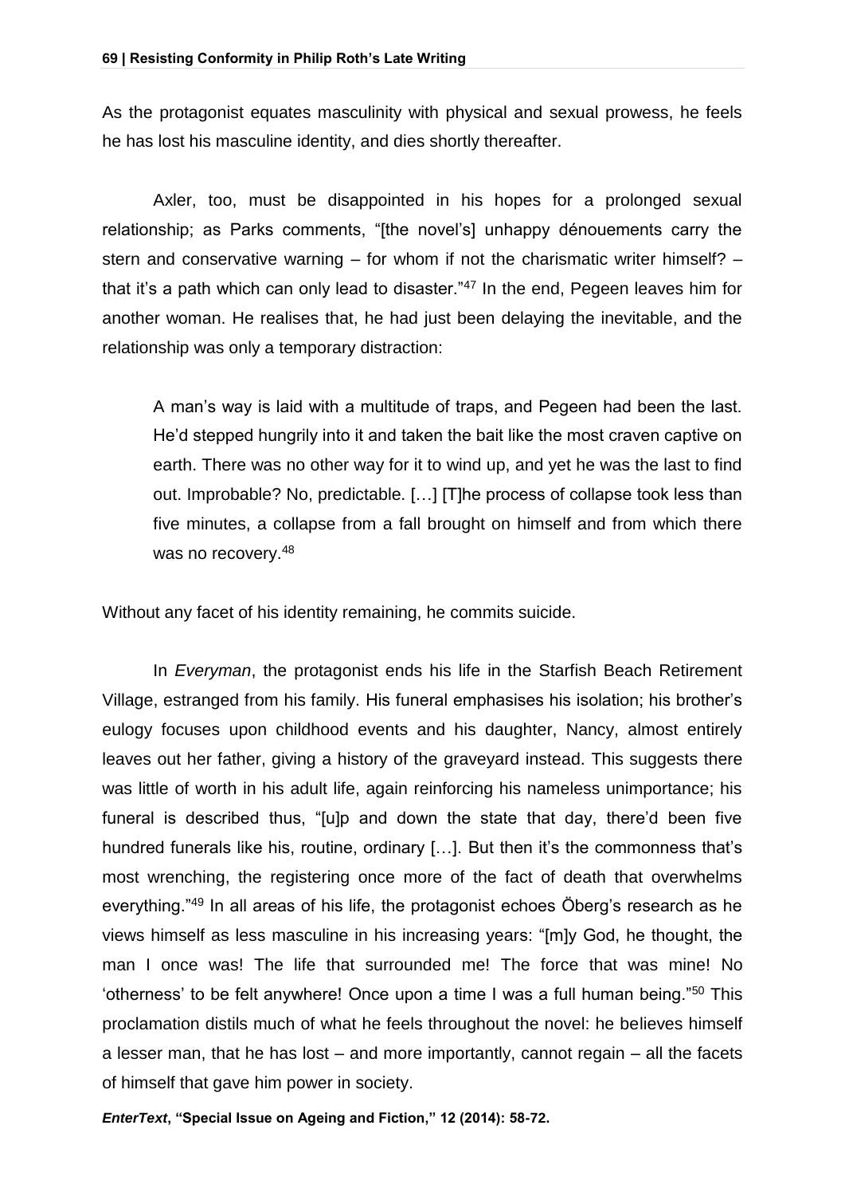As the protagonist equates masculinity with physical and sexual prowess, he feels he has lost his masculine identity, and dies shortly thereafter.

Axler, too, must be disappointed in his hopes for a prolonged sexual relationship; as Parks comments, "[the novel's] unhappy dénouements carry the stern and conservative warning – for whom if not the charismatic writer himself? – that it's a path which can only lead to disaster."[47] In the end, Pegeen leaves him for another woman. He realises that, he had just been delaying the inevitable, and the relationship was only a temporary distraction:

> A man's way is laid with a multitude of traps, and Pegeen had been the last. He'd stepped hungrily into it and taken the bait like the most craven captive on earth. There was no other way for it to wind up, and yet he was the last to find out. Improbable? No, predictable. […] [T]he process of collapse took less than five minutes, a collapse from a fall brought on himself and from which there was no recovery.[48]

Without any facet of his identity remaining, he commits suicide.

In *Everyman*, the protagonist ends his life in the Starfish Beach Retirement Village, estranged from his family. His funeral emphasises his isolation; his brother's eulogy focuses upon childhood events and his daughter, Nancy, almost entirely leaves out her father, giving a history of the graveyard instead. This suggests there was little of worth in his adult life, again reinforcing his nameless unimportance; his funeral is described thus, "[u]p and down the state that day, there'd been five hundred funerals like his, routine, ordinary […]. But then it's the commonness that's most wrenching, the registering once more of the fact of death that overwhelms everything."[49] In all areas of his life, the protagonist echoes Öberg's research as he views himself as less masculine in his increasing years: "[m]y God, he thought, the man I once was! The life that surrounded me! The force that was mine! No 'otherness' to be felt anywhere! Once upon a time I was a full human being."[50] This proclamation distils much of what he feels throughout the novel: he believes himself a lesser man, that he has lost – and more importantly, cannot regain – all the facets of himself that gave him power in society.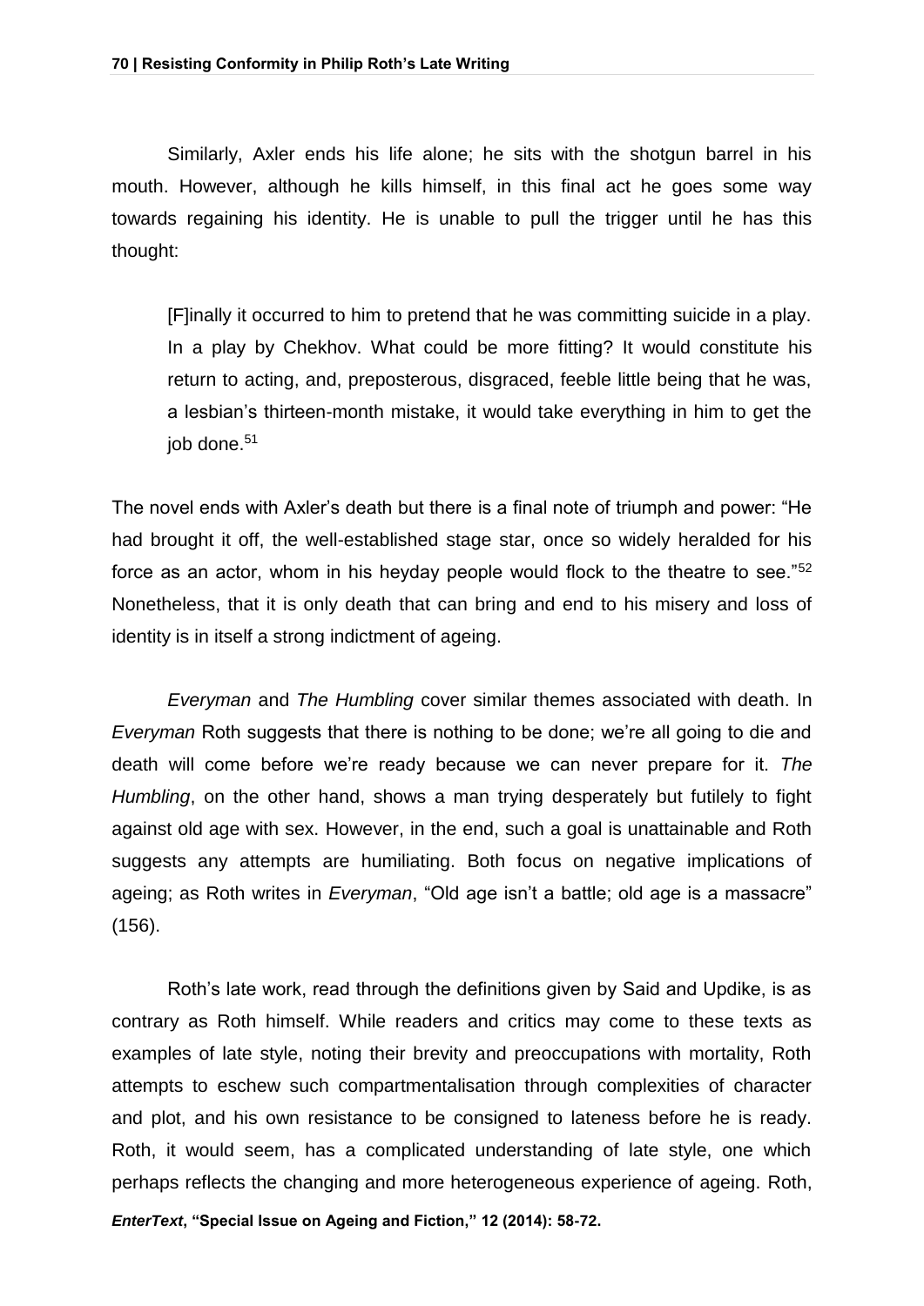Similarly, Axler ends his life alone; he sits with the shotgun barrel in his mouth. However, although he kills himself, in this final act he goes some way towards regaining his identity. He is unable to pull the trigger until he has this thought:

> [F]inally it occurred to him to pretend that he was committing suicide in a play. In a play by Chekhov. What could be more fitting? It would constitute his return to acting, and, preposterous, disgraced, feeble little being that he was, a lesbian's thirteen-month mistake, it would take everything in him to get the job done.[51]

The novel ends with Axler's death but there is a final note of triumph and power: "He had brought it off, the well-established stage star, once so widely heralded for his force as an actor, whom in his heyday people would flock to the theatre to see."[52] Nonetheless, that it is only death that can bring and end to his misery and loss of identity is in itself a strong indictment of ageing.

*Everyman* and *The Humbling* cover similar themes associated with death. In *Everyman* Roth suggests that there is nothing to be done; we're all going to die and death will come before we're ready because we can never prepare for it. *The Humbling*, on the other hand, shows a man trying desperately but futilely to fight against old age with sex. However, in the end, such a goal is unattainable and Roth suggests any attempts are humiliating. Both focus on negative implications of ageing; as Roth writes in *Everyman*, "Old age isn't a battle; old age is a massacre" (156).

Roth's late work, read through the definitions given by Said and Updike, is as contrary as Roth himself. While readers and critics may come to these texts as examples of late style, noting their brevity and preoccupations with mortality, Roth attempts to eschew such compartmentalisation through complexities of character and plot, and his own resistance to be consigned to lateness before he is ready. Roth, it would seem, has a complicated understanding of late style, one which perhaps reflects the changing and more heterogeneous experience of ageing. Roth,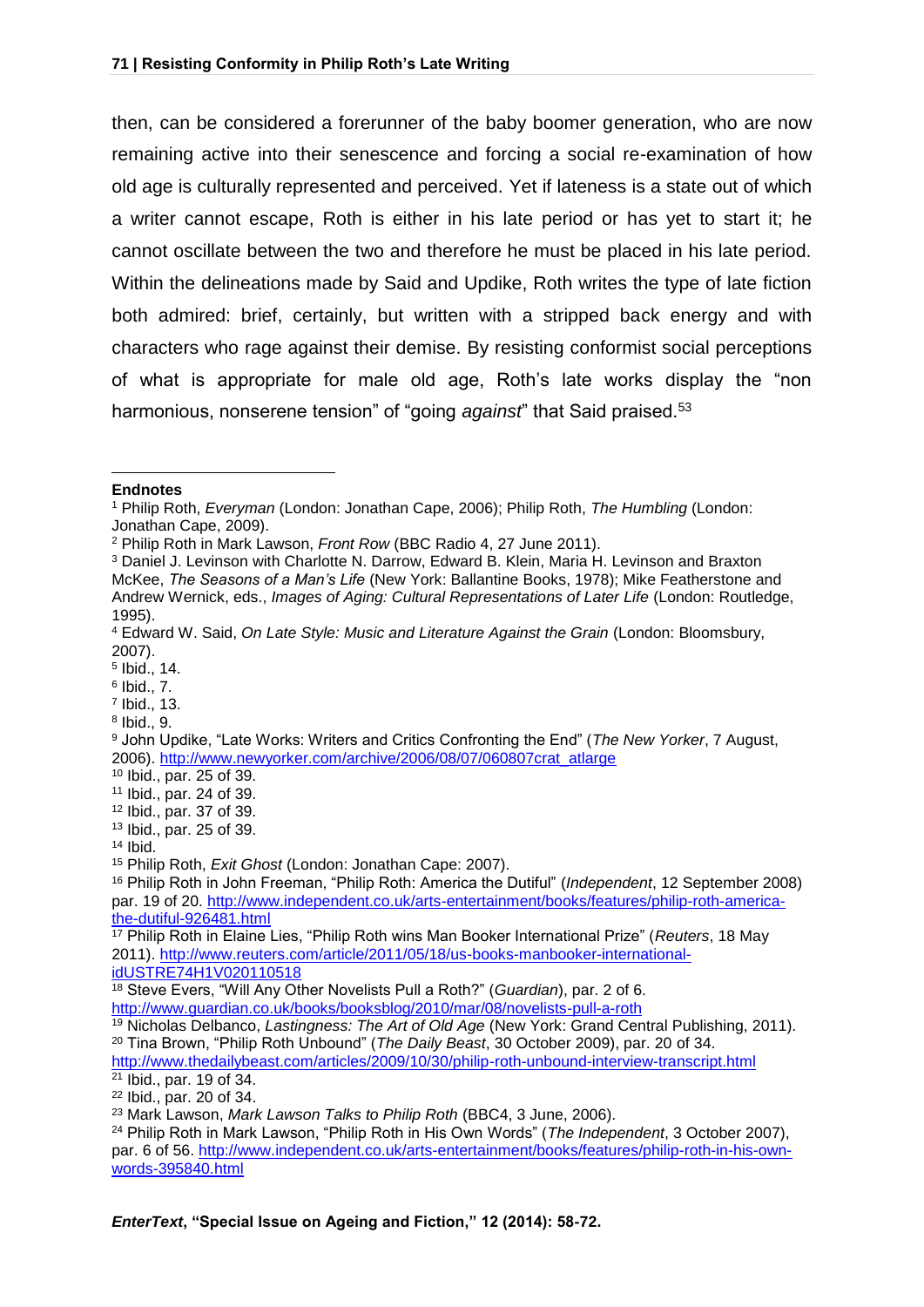then, can be considered a forerunner of the baby boomer generation, who are now remaining active into their senescence and forcing a social re-examination of how old age is culturally represented and perceived. Yet if lateness is a state out of which a writer cannot escape, Roth is either in his late period or has yet to start it; he cannot oscillate between the two and therefore he must be placed in his late period. Within the delineations made by Said and Updike, Roth writes the type of late fiction both admired: brief, certainly, but written with a stripped back energy and with characters who rage against their demise. By resisting conformist social perceptions of what is appropriate for male old age, Roth's late works display the "non harmonious, nonserene tension" of "going *against*" that Said praised.[53]

---

**Endnotes**

[1] Philip Roth, *Everyman* (London: Jonathan Cape, 2006); Philip Roth, *The Humbling* (London: Jonathan Cape, 2009).

[2] Philip Roth in Mark Lawson, *Front Row* (BBC Radio 4, 27 June 2011).

[3] Daniel J. Levinson with Charlotte N. Darrow, Edward B. Klein, Maria H. Levinson and Braxton McKee, *The Seasons of a Man's Life* (New York: Ballantine Books, 1978); Mike Featherstone and Andrew Wernick, eds., *Images of Aging: Cultural Representations of Later Life* (London: Routledge, 1995).

[4] Edward W. Said, *On Late Style: Music and Literature Against the Grain* (London: Bloomsbury, 2007).

[5] Ibid., 14.

[6] Ibid., 7.

[7] Ibid., 13.

[8] Ibid., 9.

[9] John Updike, "Late Works: Writers and Critics Confronting the End" (*The New Yorker*, 7 August, 2006). http://www.newyorker.com/archive/2006/08/07/060807crat_atlarge

[10] Ibid., par. 25 of 39.

[11] Ibid., par. 24 of 39.

[12] Ibid., par. 37 of 39.

[13] Ibid., par. 25 of 39.

[14] Ibid.

[15] Philip Roth, *Exit Ghost* (London: Jonathan Cape: 2007).

[16] Philip Roth in John Freeman, "Philip Roth: America the Dutiful" (*Independent*, 12 September 2008) par. 19 of 20. http://www.independent.co.uk/arts-entertainment/books/features/philip-roth-america-the-dutiful-926481.html

[17] Philip Roth in Elaine Lies, "Philip Roth wins Man Booker International Prize" (*Reuters*, 18 May 2011). http://www.reuters.com/article/2011/05/18/us-books-manbooker-international-idUSTRE74H1V020110518

[18] Steve Evers, "Will Any Other Novelists Pull a Roth?" (*Guardian*), par. 2 of 6. http://www.guardian.co.uk/books/booksblog/2010/mar/08/novelists-pull-a-roth

[19] Nicholas Delbanco, *Lastingness: The Art of Old Age* (New York: Grand Central Publishing, 2011).

[20] Tina Brown, "Philip Roth Unbound" (*The Daily Beast*, 30 October 2009), par. 20 of 34. http://www.thedailybeast.com/articles/2009/10/30/philip-roth-unbound-interview-transcript.html

[21] Ibid., par. 19 of 34.

[22] Ibid., par. 20 of 34.

[23] Mark Lawson, *Mark Lawson Talks to Philip Roth* (BBC4, 3 June, 2006).

[24] Philip Roth in Mark Lawson, "Philip Roth in His Own Words" (*The Independent*, 3 October 2007), par. 6 of 56. http://www.independent.co.uk/arts-entertainment/books/features/philip-roth-in-his-own-words-395840.html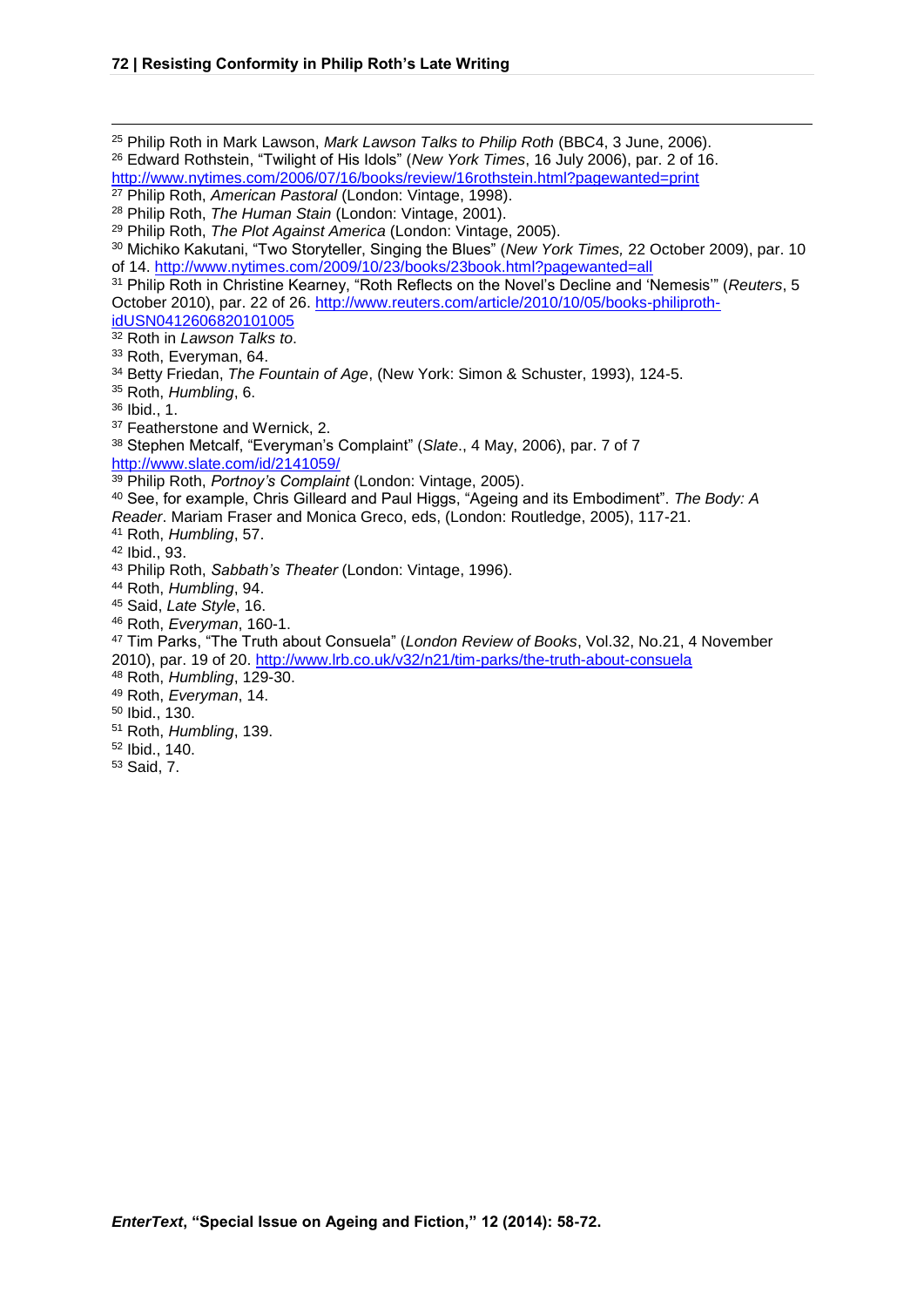[25] Philip Roth in Mark Lawson, *Mark Lawson Talks to Philip Roth* (BBC4, 3 June, 2006).
[26] Edward Rothstein, "Twilight of His Idols" (*New York Times*, 16 July 2006), par. 2 of 16. http://www.nytimes.com/2006/07/16/books/review/16rothstein.html?pagewanted=print
[27] Philip Roth, *American Pastoral* (London: Vintage, 1998).
[28] Philip Roth, *The Human Stain* (London: Vintage, 2001).
[29] Philip Roth, *The Plot Against America* (London: Vintage, 2005).
[30] Michiko Kakutani, "Two Storyteller, Singing the Blues" (*New York Times,* 22 October 2009), par. 10 of 14. http://www.nytimes.com/2009/10/23/books/23book.html?pagewanted=all
[31] Philip Roth in Christine Kearney, "Roth Reflects on the Novel's Decline and 'Nemesis'" (*Reuters*, 5 October 2010), par. 22 of 26. http://www.reuters.com/article/2010/10/05/books-philiproth-idUSN0412606820101005
[32] Roth in *Lawson Talks to*.
[33] Roth, Everyman, 64.
[34] Betty Friedan, *The Fountain of Age*, (New York: Simon & Schuster, 1993), 124-5.
[35] Roth, *Humbling*, 6.
[36] Ibid., 1.
[37] Featherstone and Wernick, 2.
[38] Stephen Metcalf, "Everyman's Complaint" (*Slate*., 4 May, 2006), par. 7 of 7 http://www.slate.com/id/2141059/
[39] Philip Roth, *Portnoy's Complaint* (London: Vintage, 2005).
[40] See, for example, Chris Gilleard and Paul Higgs, "Ageing and its Embodiment". *The Body: A Reader*. Mariam Fraser and Monica Greco, eds, (London: Routledge, 2005), 117-21.
[41] Roth, *Humbling*, 57.
[42] Ibid., 93.
[43] Philip Roth, *Sabbath's Theater* (London: Vintage, 1996).
[44] Roth, *Humbling*, 94.
[45] Said, *Late Style*, 16.
[46] Roth, *Everyman*, 160-1.
[47] Tim Parks, "The Truth about Consuela" (*London Review of Books*, Vol.32, No.21, 4 November 2010), par. 19 of 20. http://www.lrb.co.uk/v32/n21/tim-parks/the-truth-about-consuela
[48] Roth, *Humbling*, 129-30.
[49] Roth, *Everyman*, 14.
[50] Ibid., 130.
[51] Roth, *Humbling*, 139.
[52] Ibid., 140.
[53] Said, 7.